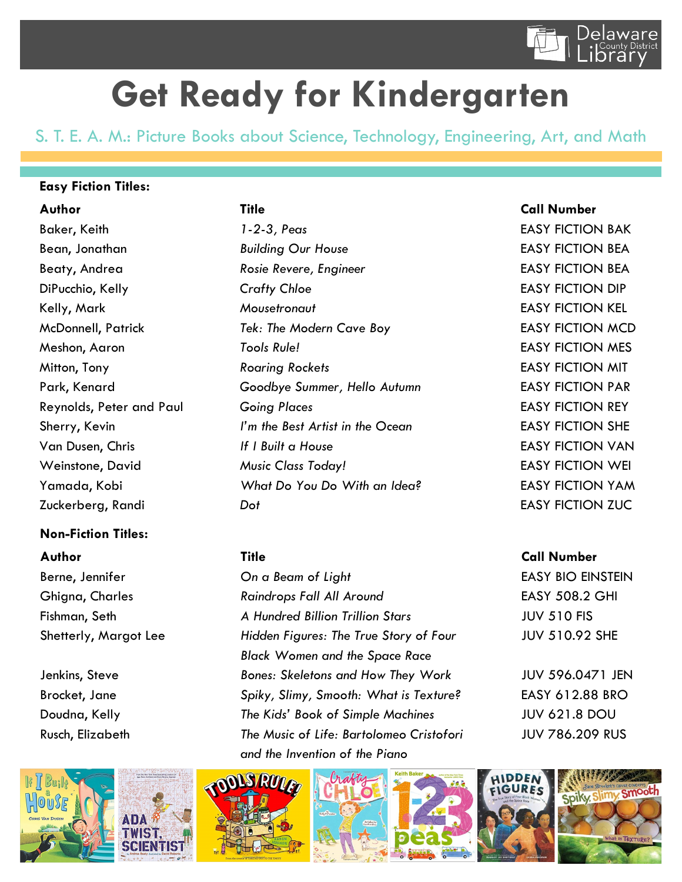# Get Ready for Kindergarten

## S. T. E. A. M.: Picture Books about Science, Technology, Engineering, Art, and Math

**Easy Fiction Titles:**

| **Author** | **Title** | **Call Number** |
|---|---|---|
| Baker, Keith | *1-2-3, Peas* | EASY FICTION BAK |
| Bean, Jonathan | *Building Our House* | EASY FICTION BEA |
| Beaty, Andrea | *Rosie Revere, Engineer* | EASY FICTION BEA |
| DiPucchio, Kelly | *Crafty Chloe* | EASY FICTION DIP |
| Kelly, Mark | *Mousetronaut* | EASY FICTION KEL |
| McDonnell, Patrick | *Tek: The Modern Cave Boy* | EASY FICTION MCD |
| Meshon, Aaron | *Tools Rule!* | EASY FICTION MES |
| Mitton, Tony | *Roaring Rockets* | EASY FICTION MIT |
| Park, Kenard | *Goodbye Summer, Hello Autumn* | EASY FICTION PAR |
| Reynolds, Peter and Paul | *Going Places* | EASY FICTION REY |
| Sherry, Kevin | *I'm the Best Artist in the Ocean* | EASY FICTION SHE |
| Van Dusen, Chris | *If I Built a House* | EASY FICTION VAN |
| Weinstone, David | *Music Class Today!* | EASY FICTION WEI |
| Yamada, Kobi | *What Do You Do With an Idea?* | EASY FICTION YAM |
| Zuckerberg, Randi | *Dot* | EASY FICTION ZUC |

**Non-Fiction Titles:**

| **Author** | **Title** | **Call Number** |
|---|---|---|
| Berne, Jennifer | *On a Beam of Light* | EASY BIO EINSTEIN |
| Ghigna, Charles | *Raindrops Fall All Around* | EASY 508.2 GHI |
| Fishman, Seth | *A Hundred Billion Trillion Stars* | JUV 510 FIS |
| Shetterly, Margot Lee | *Hidden Figures: The True Story of Four Black Women and the Space Race* | JUV 510.92 SHE |
| Jenkins, Steve | *Bones: Skeletons and How They Work* | JUV 596.0471 JEN |
| Brocket, Jane | *Spiky, Slimy, Smooth: What is Texture?* | EASY 612.88 BRO |
| Doudna, Kelly | *The Kids' Book of Simple Machines* | JUV 621.8 DOU |
| Rusch, Elizabeth | *The Music of Life: Bartolomeo Cristofori and the Invention of the Piano* | JUV 786.209 RUS |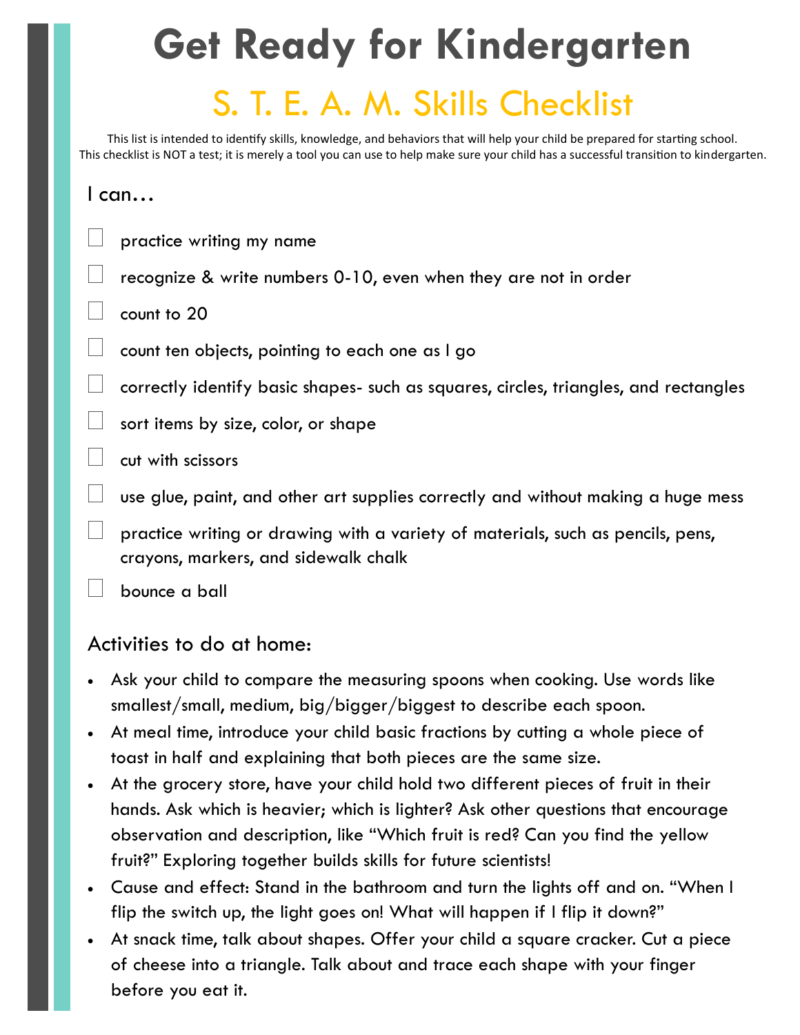# Get Ready for Kindergarten

## S. T. E. A. M. Skills Checklist

This list is intended to identify skills, knowledge, and behaviors that will help your child be prepared for starting school. This checklist is NOT a test; it is merely a tool you can use to help make sure your child has a successful transition to kindergarten.

I can…

- [ ] practice writing my name
- [ ] recognize & write numbers 0-10, even when they are not in order
- [ ] count to 20
- [ ] count ten objects, pointing to each one as I go
- [ ] correctly identify basic shapes- such as squares, circles, triangles, and rectangles
- [ ] sort items by size, color, or shape
- [ ] cut with scissors
- [ ] use glue, paint, and other art supplies correctly and without making a huge mess
- [ ] practice writing or drawing with a variety of materials, such as pencils, pens, crayons, markers, and sidewalk chalk
- [ ] bounce a ball

Activities to do at home:

- Ask your child to compare the measuring spoons when cooking. Use words like smallest/small, medium, big/bigger/biggest to describe each spoon.
- At meal time, introduce your child basic fractions by cutting a whole piece of toast in half and explaining that both pieces are the same size.
- At the grocery store, have your child hold two different pieces of fruit in their hands. Ask which is heavier; which is lighter? Ask other questions that encourage observation and description, like "Which fruit is red? Can you find the yellow fruit?" Exploring together builds skills for future scientists!
- Cause and effect: Stand in the bathroom and turn the lights off and on. "When I flip the switch up, the light goes on! What will happen if I flip it down?"
- At snack time, talk about shapes. Offer your child a square cracker. Cut a piece of cheese into a triangle. Talk about and trace each shape with your finger before you eat it.